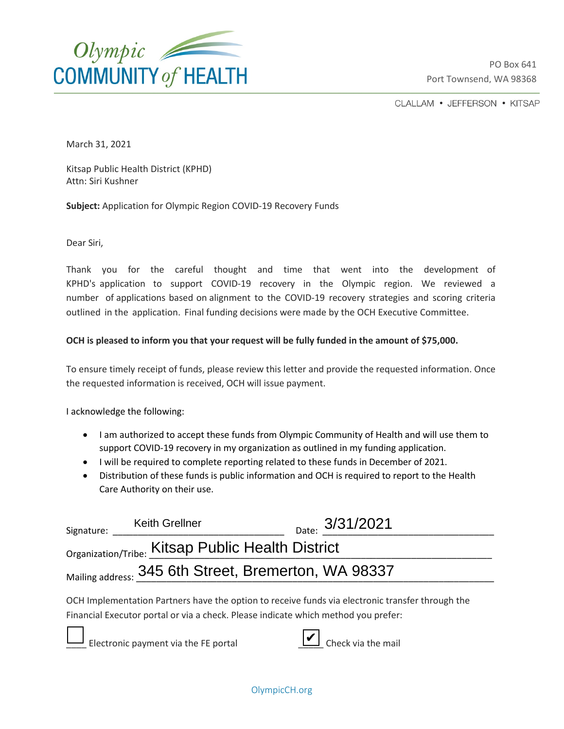Olympic COMMUNITY of HEALTH

PO Box 641
Port Townsend, WA 98368

CLALLAM • JEFFERSON • KITSAP

March 31, 2021

Kitsap Public Health District (KPHD)
Attn: Siri Kushner

**Subject:** Application for Olympic Region COVID-19 Recovery Funds

Dear Siri,

Thank you for the careful thought and time that went into the development of KPHD's application to support COVID-19 recovery in the Olympic region. We reviewed a number of applications based on alignment to the COVID-19 recovery strategies and scoring criteria outlined in the application. Final funding decisions were made by the OCH Executive Committee.

**OCH is pleased to inform you that your request will be fully funded in the amount of $75,000.**

To ensure timely receipt of funds, please review this letter and provide the requested information. Once the requested information is received, OCH will issue payment.

I acknowledge the following:

- I am authorized to accept these funds from Olympic Community of Health and will use them to support COVID-19 recovery in my organization as outlined in my funding application.
- I will be required to complete reporting related to these funds in December of 2021.
- Distribution of these funds is public information and OCH is required to report to the Health Care Authority on their use.

Signature: Keith Grellner Date: 3/31/2021

Organization/Tribe: Kitsap Public Health District

Mailing address: 345 6th Street, Bremerton, WA 98337

OCH Implementation Partners have the option to receive funds via electronic transfer through the Financial Executor portal or via a check. Please indicate which method you prefer:

☐ Electronic payment via the FE portal ☑ Check via the mail

OlympicCH.org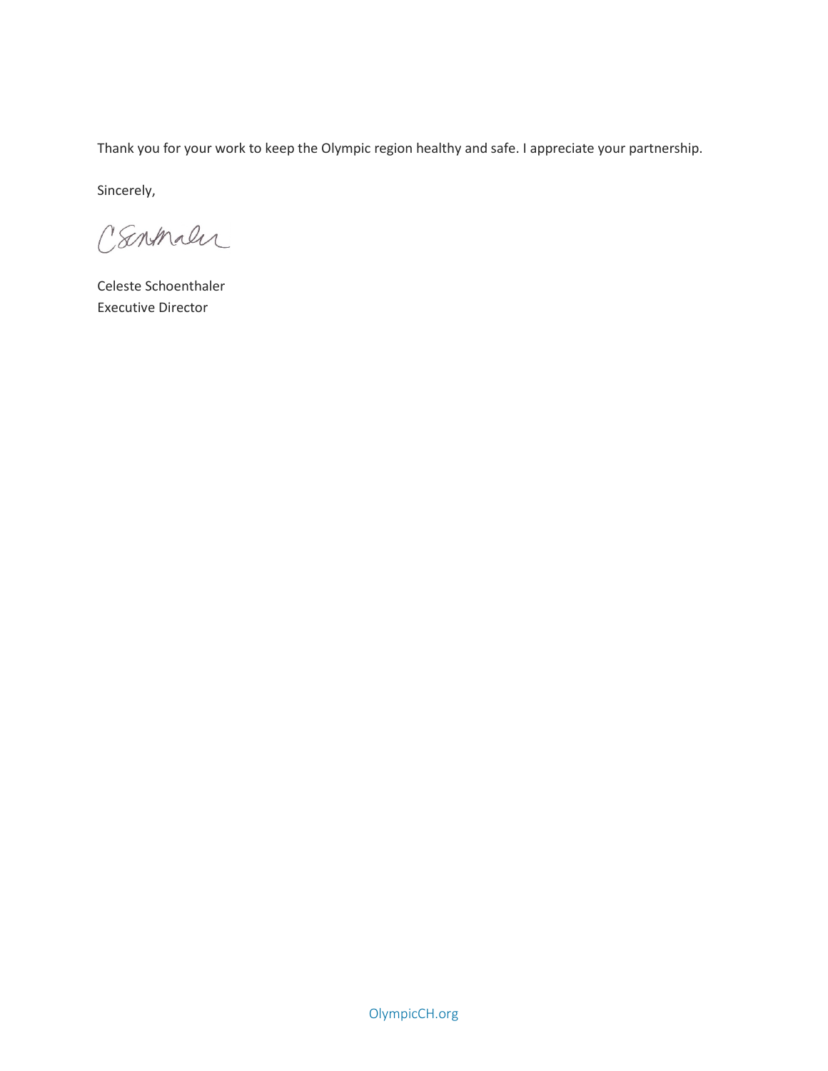Thank you for your work to keep the Olympic region healthy and safe. I appreciate your partnership.

Sincerely,

Celeste Schoenthaler
Executive Director

OlympicCH.org